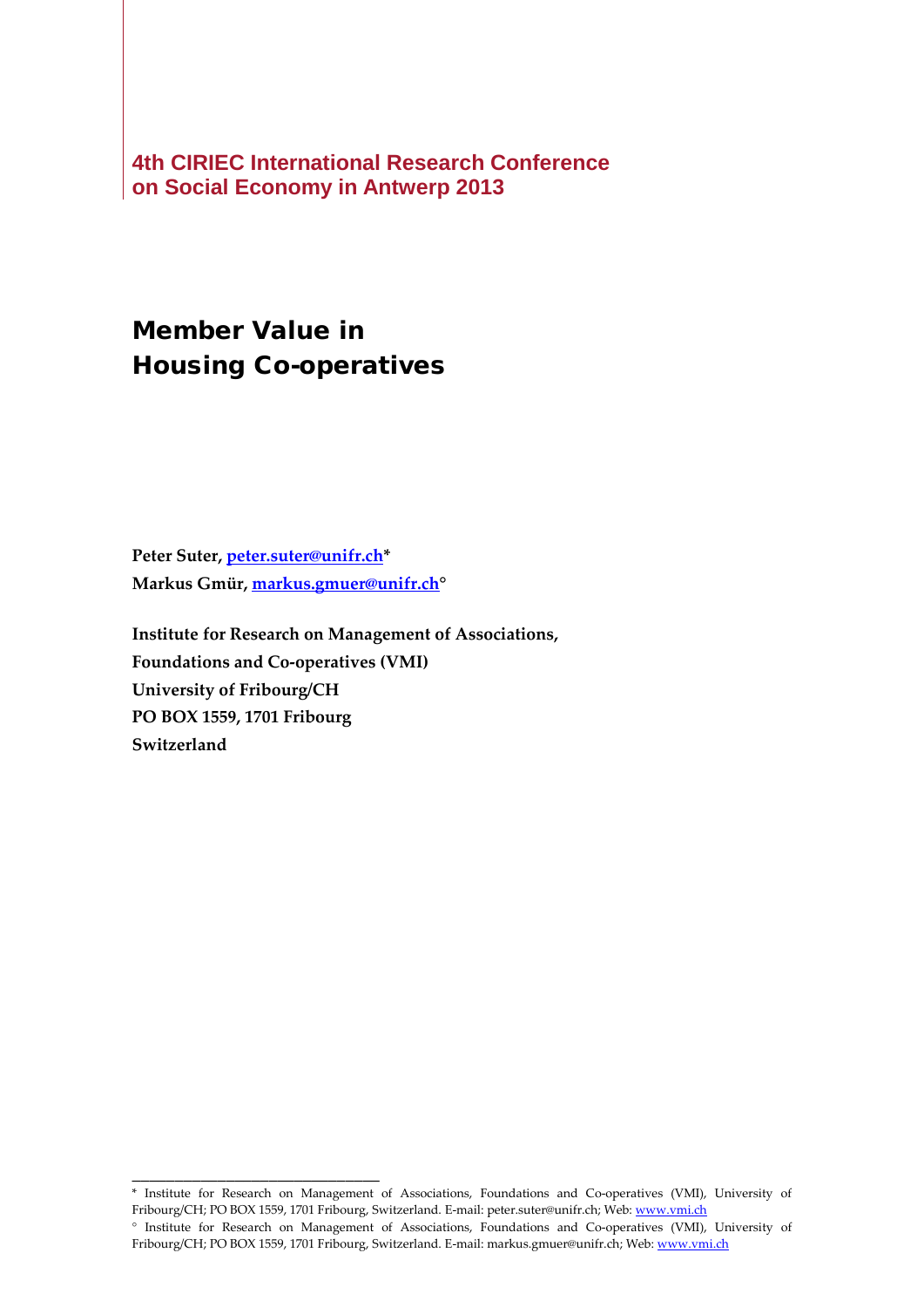**4th CIRIEC International Research Conference on Social Economy in Antwerp 2013**

# Member Value in Housing Co-operatives

**Peter Suter, peter.suter@unifr.ch***

**Markus Gmür, markus.gmuer@unifr.ch°**

**Institute for Research on Management of Associations, Foundations and Co-operatives (VMI)**
**University of Fribourg/CH**
**PO BOX 1559, 1701 Fribourg**
**Switzerland**

---

\* Institute for Research on Management of Associations, Foundations and Co-operatives (VMI), University of Fribourg/CH; PO BOX 1559, 1701 Fribourg, Switzerland. E-mail: peter.suter@unifr.ch; Web: www.vmi.ch

° Institute for Research on Management of Associations, Foundations and Co-operatives (VMI), University of Fribourg/CH; PO BOX 1559, 1701 Fribourg, Switzerland. E-mail: markus.gmuer@unifr.ch; Web: www.vmi.ch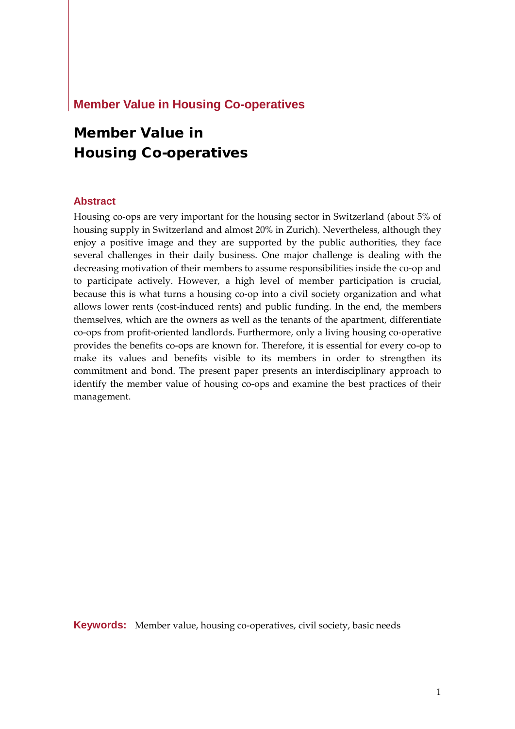# Member Value in Housing Co-operatives

## Abstract

Housing co-ops are very important for the housing sector in Switzerland (about 5% of housing supply in Switzerland and almost 20% in Zurich). Nevertheless, although they enjoy a positive image and they are supported by the public authorities, they face several challenges in their daily business. One major challenge is dealing with the decreasing motivation of their members to assume responsibilities inside the co-op and to participate actively. However, a high level of member participation is crucial, because this is what turns a housing co-op into a civil society organization and what allows lower rents (cost-induced rents) and public funding. In the end, the members themselves, which are the owners as well as the tenants of the apartment, differentiate co-ops from profit-oriented landlords. Furthermore, only a living housing co-operative provides the benefits co-ops are known for. Therefore, it is essential for every co-op to make its values and benefits visible to its members in order to strengthen its commitment and bond. The present paper presents an interdisciplinary approach to identify the member value of housing co-ops and examine the best practices of their management.

**Keywords:** Member value, housing co-operatives, civil society, basic needs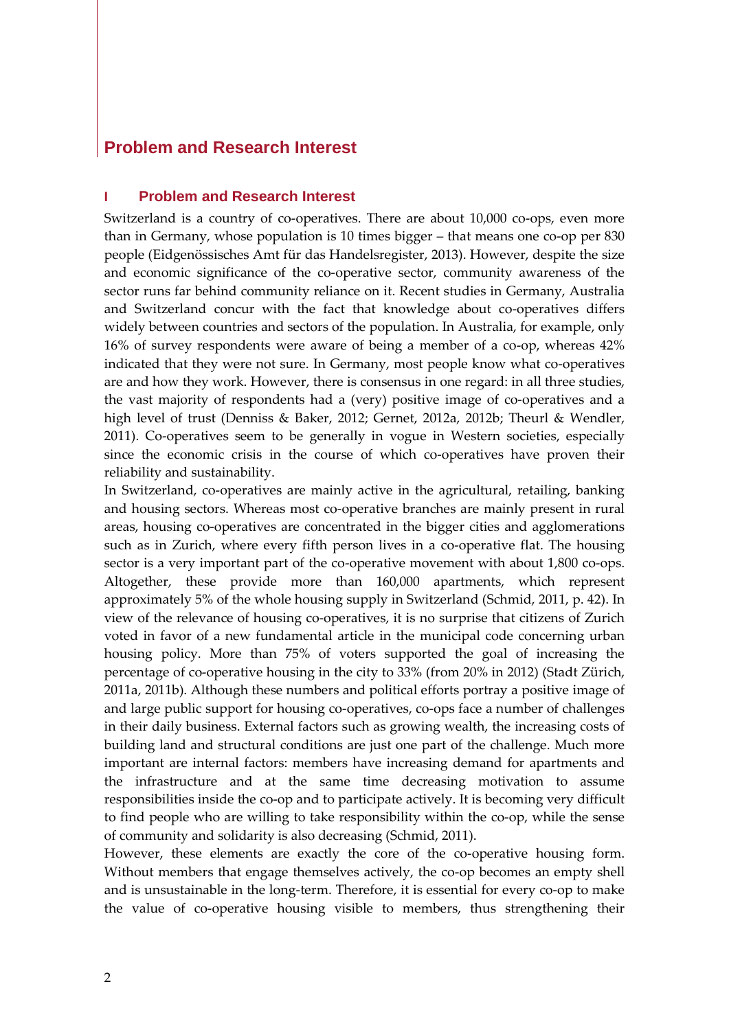# Problem and Research Interest

## I Problem and Research Interest

Switzerland is a country of co-operatives. There are about 10,000 co-ops, even more than in Germany, whose population is 10 times bigger – that means one co-op per 830 people (Eidgenössisches Amt für das Handelsregister, 2013). However, despite the size and economic significance of the co-operative sector, community awareness of the sector runs far behind community reliance on it. Recent studies in Germany, Australia and Switzerland concur with the fact that knowledge about co-operatives differs widely between countries and sectors of the population. In Australia, for example, only 16% of survey respondents were aware of being a member of a co-op, whereas 42% indicated that they were not sure. In Germany, most people know what co-operatives are and how they work. However, there is consensus in one regard: in all three studies, the vast majority of respondents had a (very) positive image of co-operatives and a high level of trust (Denniss & Baker, 2012; Gernet, 2012a, 2012b; Theurl & Wendler, 2011). Co-operatives seem to be generally in vogue in Western societies, especially since the economic crisis in the course of which co-operatives have proven their reliability and sustainability.

In Switzerland, co-operatives are mainly active in the agricultural, retailing, banking and housing sectors. Whereas most co-operative branches are mainly present in rural areas, housing co-operatives are concentrated in the bigger cities and agglomerations such as in Zurich, where every fifth person lives in a co-operative flat. The housing sector is a very important part of the co-operative movement with about 1,800 co-ops. Altogether, these provide more than 160,000 apartments, which represent approximately 5% of the whole housing supply in Switzerland (Schmid, 2011, p. 42). In view of the relevance of housing co-operatives, it is no surprise that citizens of Zurich voted in favor of a new fundamental article in the municipal code concerning urban housing policy. More than 75% of voters supported the goal of increasing the percentage of co-operative housing in the city to 33% (from 20% in 2012) (Stadt Zürich, 2011a, 2011b). Although these numbers and political efforts portray a positive image of and large public support for housing co-operatives, co-ops face a number of challenges in their daily business. External factors such as growing wealth, the increasing costs of building land and structural conditions are just one part of the challenge. Much more important are internal factors: members have increasing demand for apartments and the infrastructure and at the same time decreasing motivation to assume responsibilities inside the co-op and to participate actively. It is becoming very difficult to find people who are willing to take responsibility within the co-op, while the sense of community and solidarity is also decreasing (Schmid, 2011).

However, these elements are exactly the core of the co-operative housing form. Without members that engage themselves actively, the co-op becomes an empty shell and is unsustainable in the long-term. Therefore, it is essential for every co-op to make the value of co-operative housing visible to members, thus strengthening their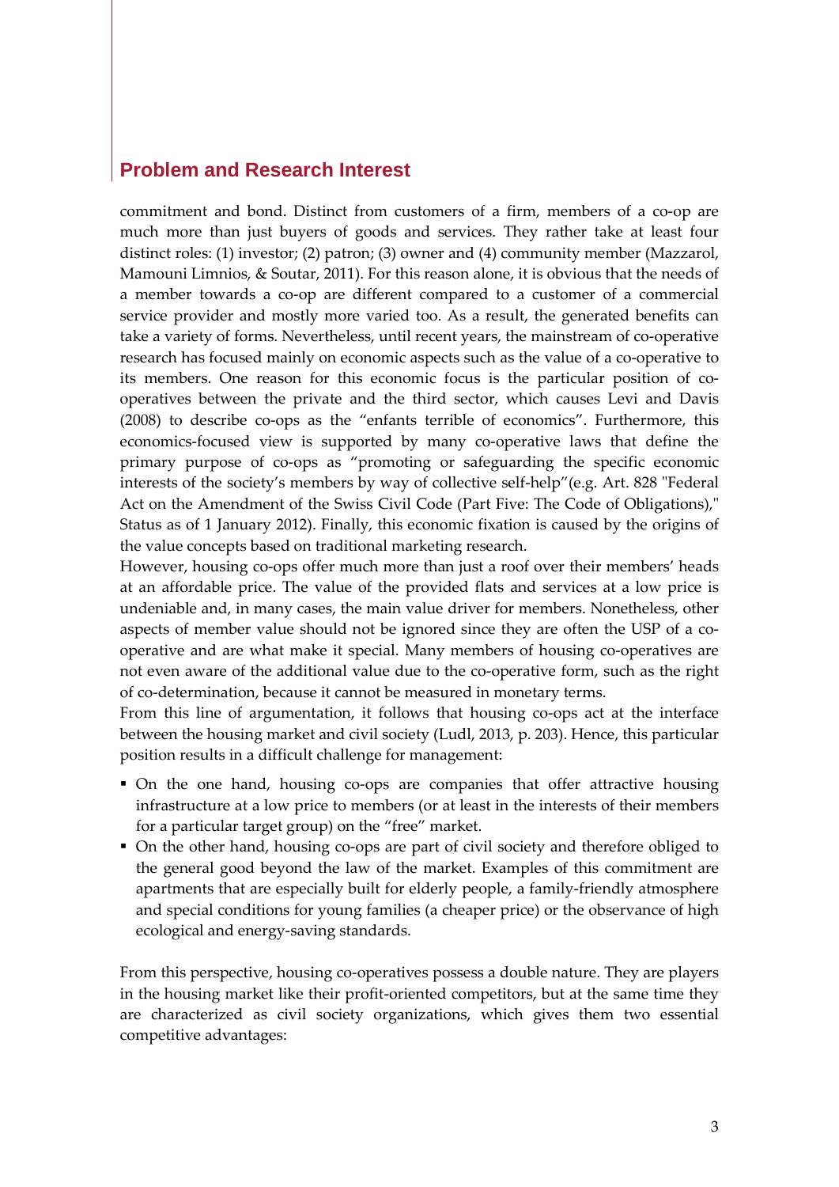## Problem and Research Interest

commitment and bond. Distinct from customers of a firm, members of a co-op are much more than just buyers of goods and services. They rather take at least four distinct roles: (1) investor; (2) patron; (3) owner and (4) community member (Mazzarol, Mamouni Limnios, & Soutar, 2011). For this reason alone, it is obvious that the needs of a member towards a co-op are different compared to a customer of a commercial service provider and mostly more varied too. As a result, the generated benefits can take a variety of forms. Nevertheless, until recent years, the mainstream of co-operative research has focused mainly on economic aspects such as the value of a co-operative to its members. One reason for this economic focus is the particular position of co-operatives between the private and the third sector, which causes Levi and Davis (2008) to describe co-ops as the "enfants terrible of economics". Furthermore, this economics-focused view is supported by many co-operative laws that define the primary purpose of co-ops as "promoting or safeguarding the specific economic interests of the society's members by way of collective self-help"(e.g. Art. 828 "Federal Act on the Amendment of the Swiss Civil Code (Part Five: The Code of Obligations)," Status as of 1 January 2012). Finally, this economic fixation is caused by the origins of the value concepts based on traditional marketing research.

However, housing co-ops offer much more than just a roof over their members' heads at an affordable price. The value of the provided flats and services at a low price is undeniable and, in many cases, the main value driver for members. Nonetheless, other aspects of member value should not be ignored since they are often the USP of a co-operative and are what make it special. Many members of housing co-operatives are not even aware of the additional value due to the co-operative form, such as the right of co-determination, because it cannot be measured in monetary terms.

From this line of argumentation, it follows that housing co-ops act at the interface between the housing market and civil society (Ludl, 2013, p. 203). Hence, this particular position results in a difficult challenge for management:

- On the one hand, housing co-ops are companies that offer attractive housing infrastructure at a low price to members (or at least in the interests of their members for a particular target group) on the "free" market.
- On the other hand, housing co-ops are part of civil society and therefore obliged to the general good beyond the law of the market. Examples of this commitment are apartments that are especially built for elderly people, a family-friendly atmosphere and special conditions for young families (a cheaper price) or the observance of high ecological and energy-saving standards.

From this perspective, housing co-operatives possess a double nature. They are players in the housing market like their profit-oriented competitors, but at the same time they are characterized as civil society organizations, which gives them two essential competitive advantages: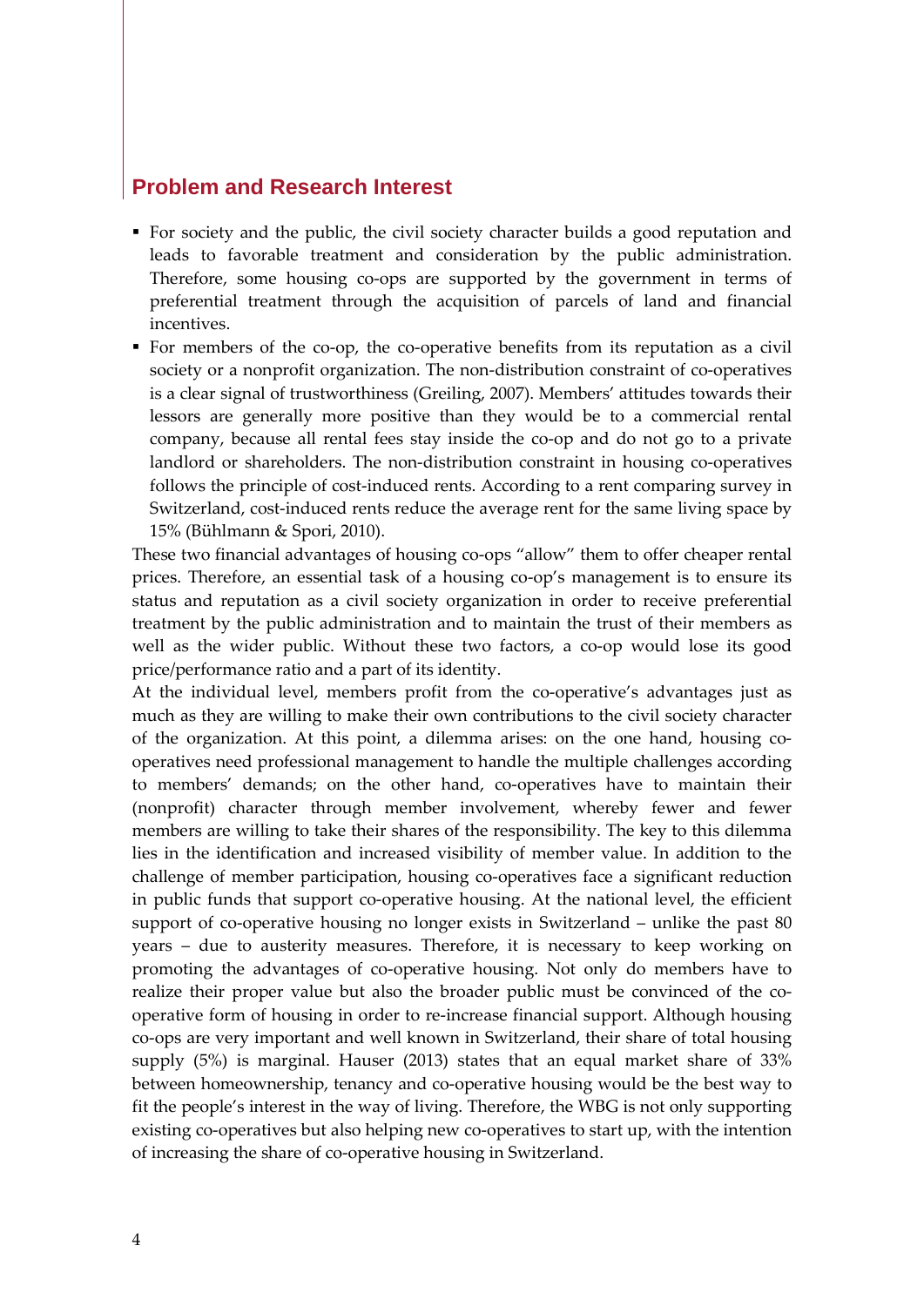## Problem and Research Interest

- For society and the public, the civil society character builds a good reputation and leads to favorable treatment and consideration by the public administration. Therefore, some housing co-ops are supported by the government in terms of preferential treatment through the acquisition of parcels of land and financial incentives.
- For members of the co-op, the co-operative benefits from its reputation as a civil society or a nonprofit organization. The non-distribution constraint of co-operatives is a clear signal of trustworthiness (Greiling, 2007). Members' attitudes towards their lessors are generally more positive than they would be to a commercial rental company, because all rental fees stay inside the co-op and do not go to a private landlord or shareholders. The non-distribution constraint in housing co-operatives follows the principle of cost-induced rents. According to a rent comparing survey in Switzerland, cost-induced rents reduce the average rent for the same living space by 15% (Bühlmann & Spori, 2010).

These two financial advantages of housing co-ops "allow" them to offer cheaper rental prices. Therefore, an essential task of a housing co-op's management is to ensure its status and reputation as a civil society organization in order to receive preferential treatment by the public administration and to maintain the trust of their members as well as the wider public. Without these two factors, a co-op would lose its good price/performance ratio and a part of its identity.

At the individual level, members profit from the co-operative's advantages just as much as they are willing to make their own contributions to the civil society character of the organization. At this point, a dilemma arises: on the one hand, housing co-operatives need professional management to handle the multiple challenges according to members' demands; on the other hand, co-operatives have to maintain their (nonprofit) character through member involvement, whereby fewer and fewer members are willing to take their shares of the responsibility. The key to this dilemma lies in the identification and increased visibility of member value. In addition to the challenge of member participation, housing co-operatives face a significant reduction in public funds that support co-operative housing. At the national level, the efficient support of co-operative housing no longer exists in Switzerland – unlike the past 80 years – due to austerity measures. Therefore, it is necessary to keep working on promoting the advantages of co-operative housing. Not only do members have to realize their proper value but also the broader public must be convinced of the co-operative form of housing in order to re-increase financial support. Although housing co-ops are very important and well known in Switzerland, their share of total housing supply (5%) is marginal. Hauser (2013) states that an equal market share of 33% between homeownership, tenancy and co-operative housing would be the best way to fit the people's interest in the way of living. Therefore, the WBG is not only supporting existing co-operatives but also helping new co-operatives to start up, with the intention of increasing the share of co-operative housing in Switzerland.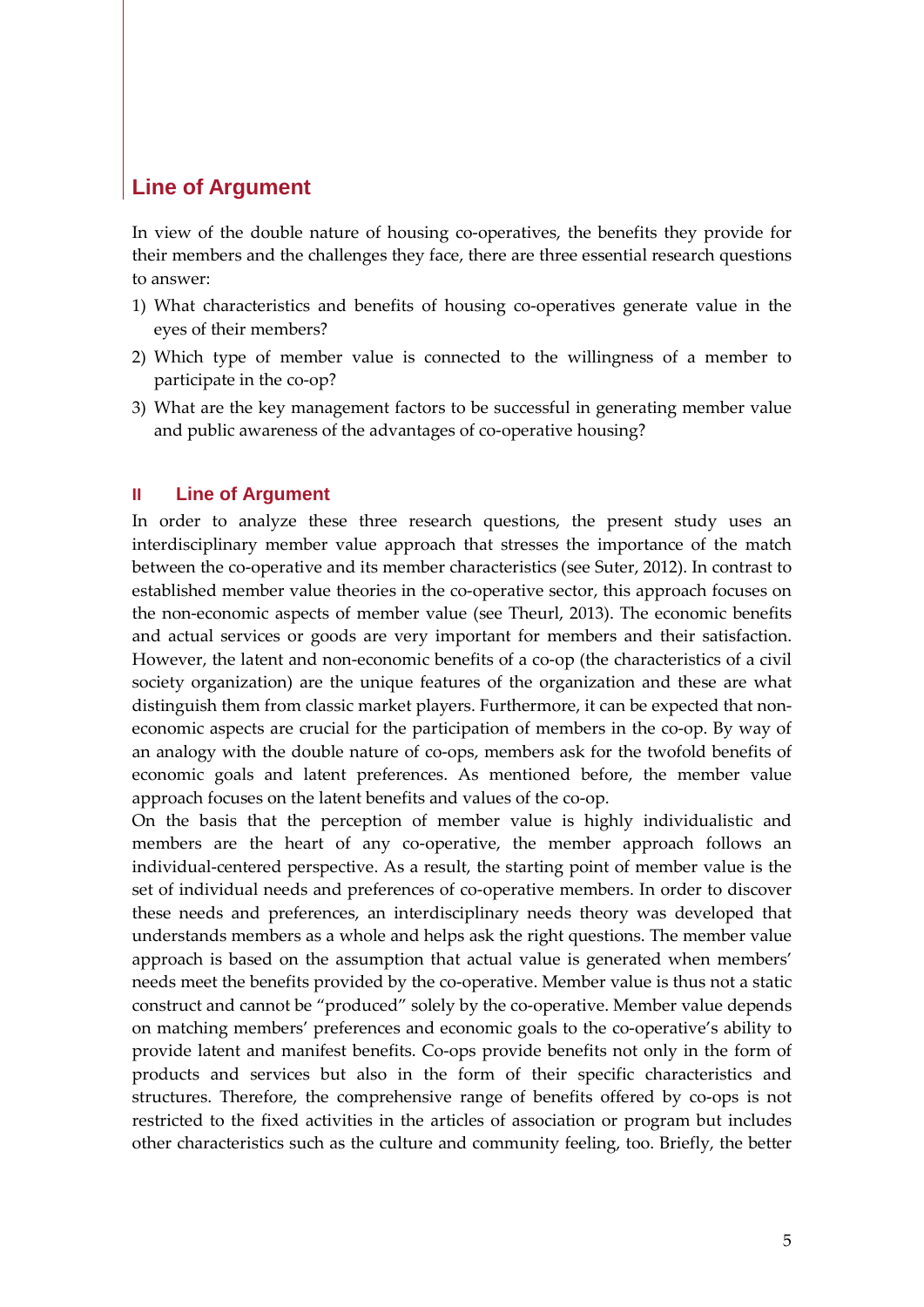## Line of Argument

In view of the double nature of housing co-operatives, the benefits they provide for their members and the challenges they face, there are three essential research questions to answer:

1) What characteristics and benefits of housing co-operatives generate value in the eyes of their members?
2) Which type of member value is connected to the willingness of a member to participate in the co-op?
3) What are the key management factors to be successful in generating member value and public awareness of the advantages of co-operative housing?

### II Line of Argument

In order to analyze these three research questions, the present study uses an interdisciplinary member value approach that stresses the importance of the match between the co-operative and its member characteristics (see Suter, 2012). In contrast to established member value theories in the co-operative sector, this approach focuses on the non-economic aspects of member value (see Theurl, 2013). The economic benefits and actual services or goods are very important for members and their satisfaction. However, the latent and non-economic benefits of a co-op (the characteristics of a civil society organization) are the unique features of the organization and these are what distinguish them from classic market players. Furthermore, it can be expected that non-economic aspects are crucial for the participation of members in the co-op. By way of an analogy with the double nature of co-ops, members ask for the twofold benefits of economic goals and latent preferences. As mentioned before, the member value approach focuses on the latent benefits and values of the co-op.

On the basis that the perception of member value is highly individualistic and members are the heart of any co-operative, the member approach follows an individual-centered perspective. As a result, the starting point of member value is the set of individual needs and preferences of co-operative members. In order to discover these needs and preferences, an interdisciplinary needs theory was developed that understands members as a whole and helps ask the right questions. The member value approach is based on the assumption that actual value is generated when members' needs meet the benefits provided by the co-operative. Member value is thus not a static construct and cannot be "produced" solely by the co-operative. Member value depends on matching members' preferences and economic goals to the co-operative's ability to provide latent and manifest benefits. Co-ops provide benefits not only in the form of products and services but also in the form of their specific characteristics and structures. Therefore, the comprehensive range of benefits offered by co-ops is not restricted to the fixed activities in the articles of association or program but includes other characteristics such as the culture and community feeling, too. Briefly, the better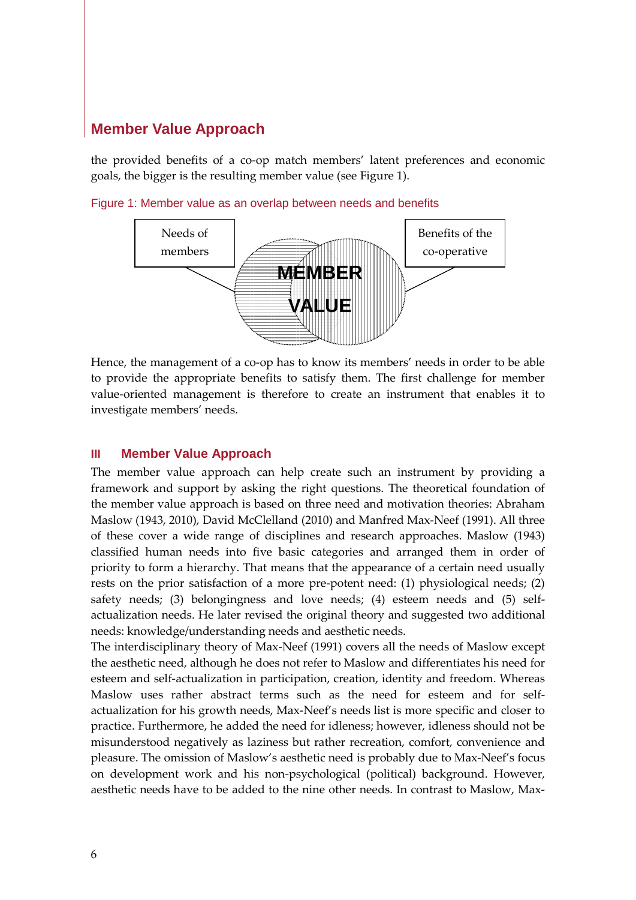the provided benefits of a co-op match members' latent preferences and economic goals, the bigger is the resulting member value (see Figure 1).

Figure 1: Member value as an overlap between needs and benefits

Needs of members

Benefits of the co-operative

MEMBER VALUE

Hence, the management of a co-op has to know its members' needs in order to be able to provide the appropriate benefits to satisfy them. The first challenge for member value-oriented management is therefore to create an instrument that enables it to investigate members' needs.

## III Member Value Approach

The member value approach can help create such an instrument by providing a framework and support by asking the right questions. The theoretical foundation of the member value approach is based on three need and motivation theories: Abraham Maslow (1943, 2010), David McClelland (2010) and Manfred Max-Neef (1991). All three of these cover a wide range of disciplines and research approaches. Maslow (1943) classified human needs into five basic categories and arranged them in order of priority to form a hierarchy. That means that the appearance of a certain need usually rests on the prior satisfaction of a more pre-potent need: (1) physiological needs; (2) safety needs; (3) belongingness and love needs; (4) esteem needs and (5) self-actualization needs. He later revised the original theory and suggested two additional needs: knowledge/understanding needs and aesthetic needs.

The interdisciplinary theory of Max-Neef (1991) covers all the needs of Maslow except the aesthetic need, although he does not refer to Maslow and differentiates his need for esteem and self-actualization in participation, creation, identity and freedom. Whereas Maslow uses rather abstract terms such as the need for esteem and for self-actualization for his growth needs, Max-Neef's needs list is more specific and closer to practice. Furthermore, he added the need for idleness; however, idleness should not be misunderstood negatively as laziness but rather recreation, comfort, convenience and pleasure. The omission of Maslow's aesthetic need is probably due to Max-Neef's focus on development work and his non-psychological (political) background. However, aesthetic needs have to be added to the nine other needs. In contrast to Maslow, Max-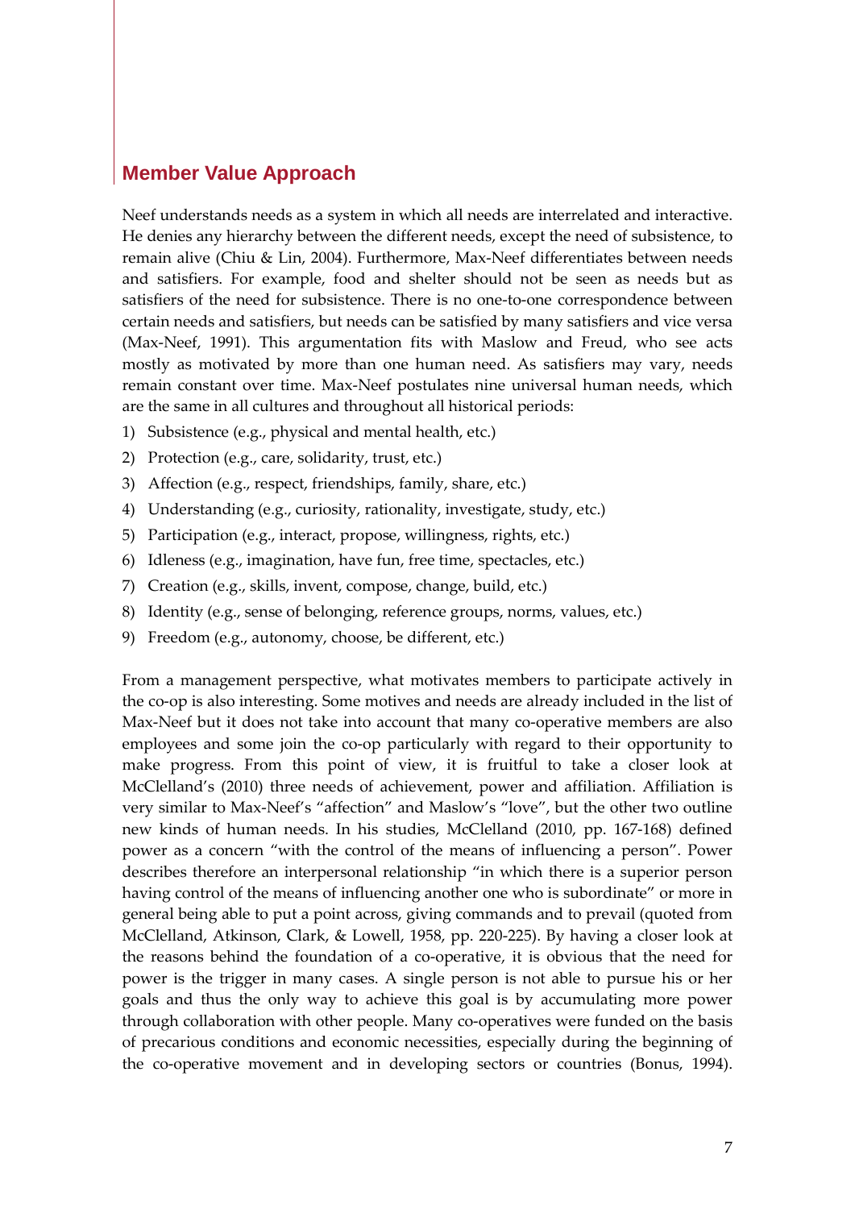Neef understands needs as a system in which all needs are interrelated and interactive. He denies any hierarchy between the different needs, except the need of subsistence, to remain alive (Chiu & Lin, 2004). Furthermore, Max-Neef differentiates between needs and satisfiers. For example, food and shelter should not be seen as needs but as satisfiers of the need for subsistence. There is no one-to-one correspondence between certain needs and satisfiers, but needs can be satisfied by many satisfiers and vice versa (Max-Neef, 1991). This argumentation fits with Maslow and Freud, who see acts mostly as motivated by more than one human need. As satisfiers may vary, needs remain constant over time. Max-Neef postulates nine universal human needs, which are the same in all cultures and throughout all historical periods:

1) Subsistence (e.g., physical and mental health, etc.)
2) Protection (e.g., care, solidarity, trust, etc.)
3) Affection (e.g., respect, friendships, family, share, etc.)
4) Understanding (e.g., curiosity, rationality, investigate, study, etc.)
5) Participation (e.g., interact, propose, willingness, rights, etc.)
6) Idleness (e.g., imagination, have fun, free time, spectacles, etc.)
7) Creation (e.g., skills, invent, compose, change, build, etc.)
8) Identity (e.g., sense of belonging, reference groups, norms, values, etc.)
9) Freedom (e.g., autonomy, choose, be different, etc.)

From a management perspective, what motivates members to participate actively in the co-op is also interesting. Some motives and needs are already included in the list of Max-Neef but it does not take into account that many co-operative members are also employees and some join the co-op particularly with regard to their opportunity to make progress. From this point of view, it is fruitful to take a closer look at McClelland's (2010) three needs of achievement, power and affiliation. Affiliation is very similar to Max-Neef's "affection" and Maslow's "love", but the other two outline new kinds of human needs. In his studies, McClelland (2010, pp. 167-168) defined power as a concern "with the control of the means of influencing a person". Power describes therefore an interpersonal relationship "in which there is a superior person having control of the means of influencing another one who is subordinate" or more in general being able to put a point across, giving commands and to prevail (quoted from McClelland, Atkinson, Clark, & Lowell, 1958, pp. 220-225). By having a closer look at the reasons behind the foundation of a co-operative, it is obvious that the need for power is the trigger in many cases. A single person is not able to pursue his or her goals and thus the only way to achieve this goal is by accumulating more power through collaboration with other people. Many co-operatives were funded on the basis of precarious conditions and economic necessities, especially during the beginning of the co-operative movement and in developing sectors or countries (Bonus, 1994).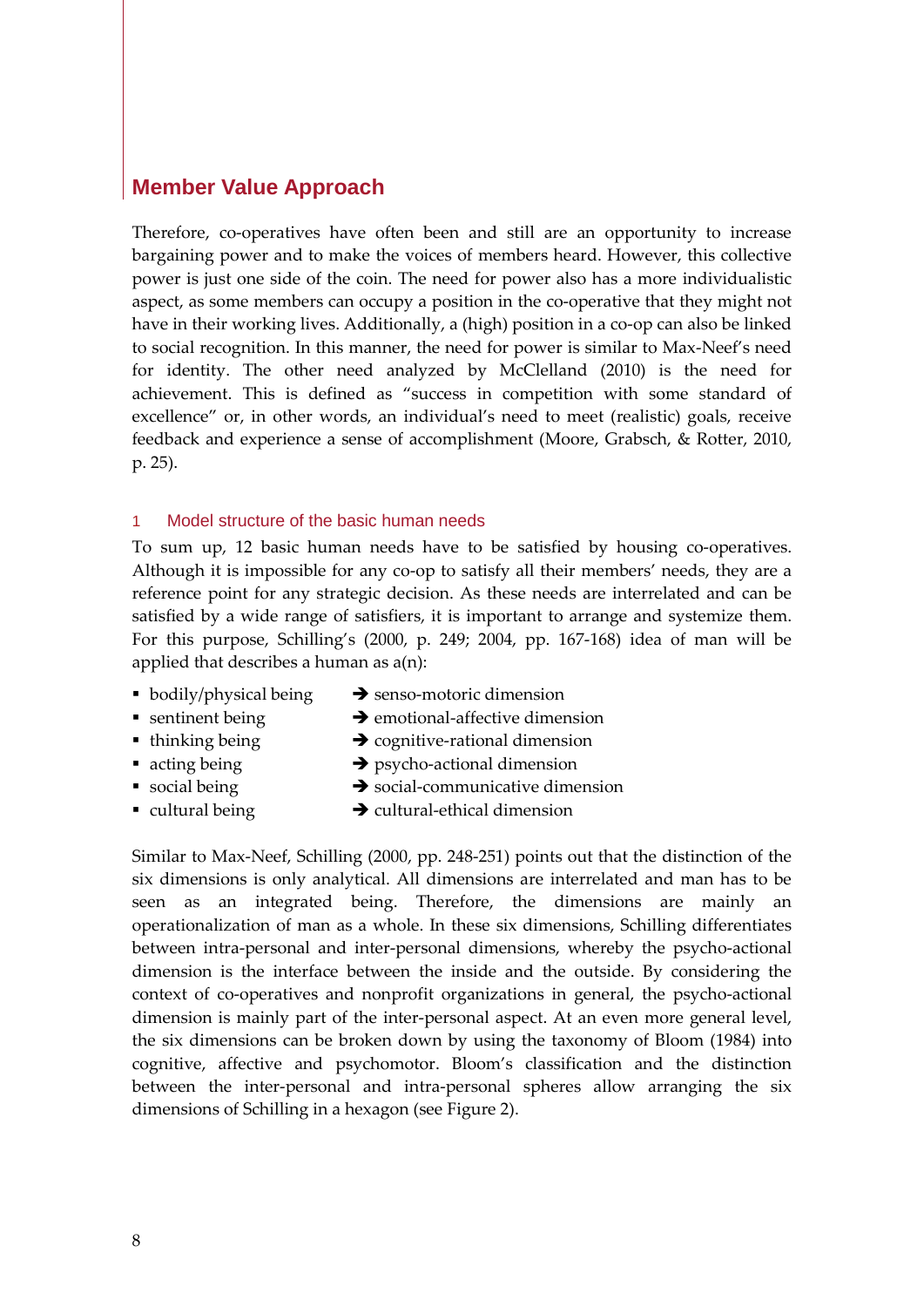# Member Value Approach

Therefore, co-operatives have often been and still are an opportunity to increase bargaining power and to make the voices of members heard. However, this collective power is just one side of the coin. The need for power also has a more individualistic aspect, as some members can occupy a position in the co-operative that they might not have in their working lives. Additionally, a (high) position in a co-op can also be linked to social recognition. In this manner, the need for power is similar to Max-Neef's need for identity. The other need analyzed by McClelland (2010) is the need for achievement. This is defined as "success in competition with some standard of excellence" or, in other words, an individual's need to meet (realistic) goals, receive feedback and experience a sense of accomplishment (Moore, Grabsch, & Rotter, 2010, p. 25).

## 1 Model structure of the basic human needs

To sum up, 12 basic human needs have to be satisfied by housing co-operatives. Although it is impossible for any co-op to satisfy all their members' needs, they are a reference point for any strategic decision. As these needs are interrelated and can be satisfied by a wide range of satisfiers, it is important to arrange and systemize them. For this purpose, Schilling's (2000, p. 249; 2004, pp. 167-168) idea of man will be applied that describes a human as a(n):

- bodily/physical being → senso-motoric dimension
- sentinent being → emotional-affective dimension
- thinking being → cognitive-rational dimension
- acting being → psycho-actional dimension
- social being → social-communicative dimension
- cultural being → cultural-ethical dimension

Similar to Max-Neef, Schilling (2000, pp. 248-251) points out that the distinction of the six dimensions is only analytical. All dimensions are interrelated and man has to be seen as an integrated being. Therefore, the dimensions are mainly an operationalization of man as a whole. In these six dimensions, Schilling differentiates between intra-personal and inter-personal dimensions, whereby the psycho-actional dimension is the interface between the inside and the outside. By considering the context of co-operatives and nonprofit organizations in general, the psycho-actional dimension is mainly part of the inter-personal aspect. At an even more general level, the six dimensions can be broken down by using the taxonomy of Bloom (1984) into cognitive, affective and psychomotor. Bloom's classification and the distinction between the inter-personal and intra-personal spheres allow arranging the six dimensions of Schilling in a hexagon (see Figure 2).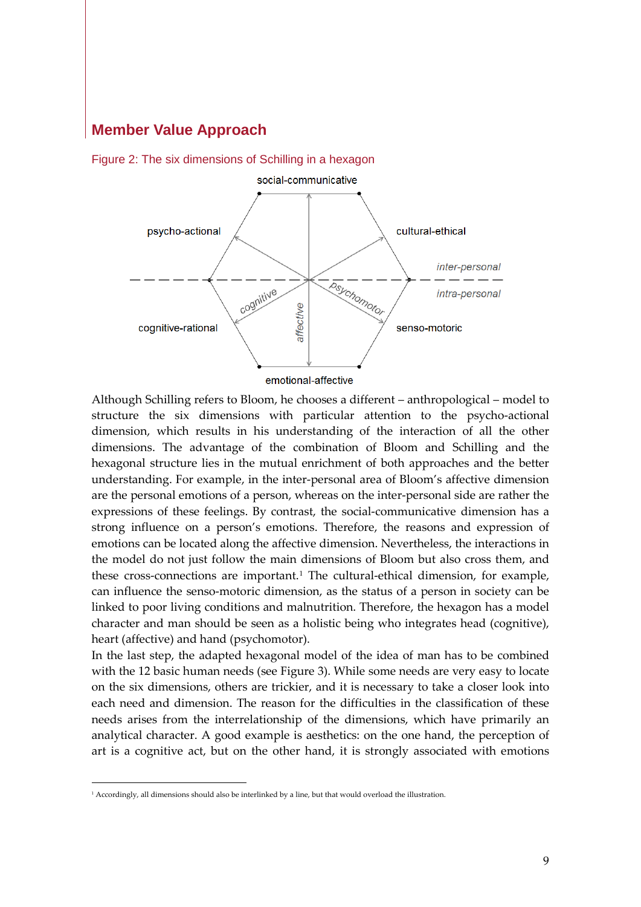## Member Value Approach

Figure 2: The six dimensions of Schilling in a hexagon

Although Schilling refers to Bloom, he chooses a different – anthropological – model to structure the six dimensions with particular attention to the psycho-actional dimension, which results in his understanding of the interaction of all the other dimensions. The advantage of the combination of Bloom and Schilling and the hexagonal structure lies in the mutual enrichment of both approaches and the better understanding. For example, in the inter-personal area of Bloom's affective dimension are the personal emotions of a person, whereas on the inter-personal side are rather the expressions of these feelings. By contrast, the social-communicative dimension has a strong influence on a person's emotions. Therefore, the reasons and expression of emotions can be located along the affective dimension. Nevertheless, the interactions in the model do not just follow the main dimensions of Bloom but also cross them, and these cross-connections are important.[1] The cultural-ethical dimension, for example, can influence the senso-motoric dimension, as the status of a person in society can be linked to poor living conditions and malnutrition. Therefore, the hexagon has a model character and man should be seen as a holistic being who integrates head (cognitive), heart (affective) and hand (psychomotor).

In the last step, the adapted hexagonal model of the idea of man has to be combined with the 12 basic human needs (see Figure 3). While some needs are very easy to locate on the six dimensions, others are trickier, and it is necessary to take a closer look into each need and dimension. The reason for the difficulties in the classification of these needs arises from the interrelationship of the dimensions, which have primarily an analytical character. A good example is aesthetics: on the one hand, the perception of art is a cognitive act, but on the other hand, it is strongly associated with emotions

[1] Accordingly, all dimensions should also be interlinked by a line, but that would overload the illustration.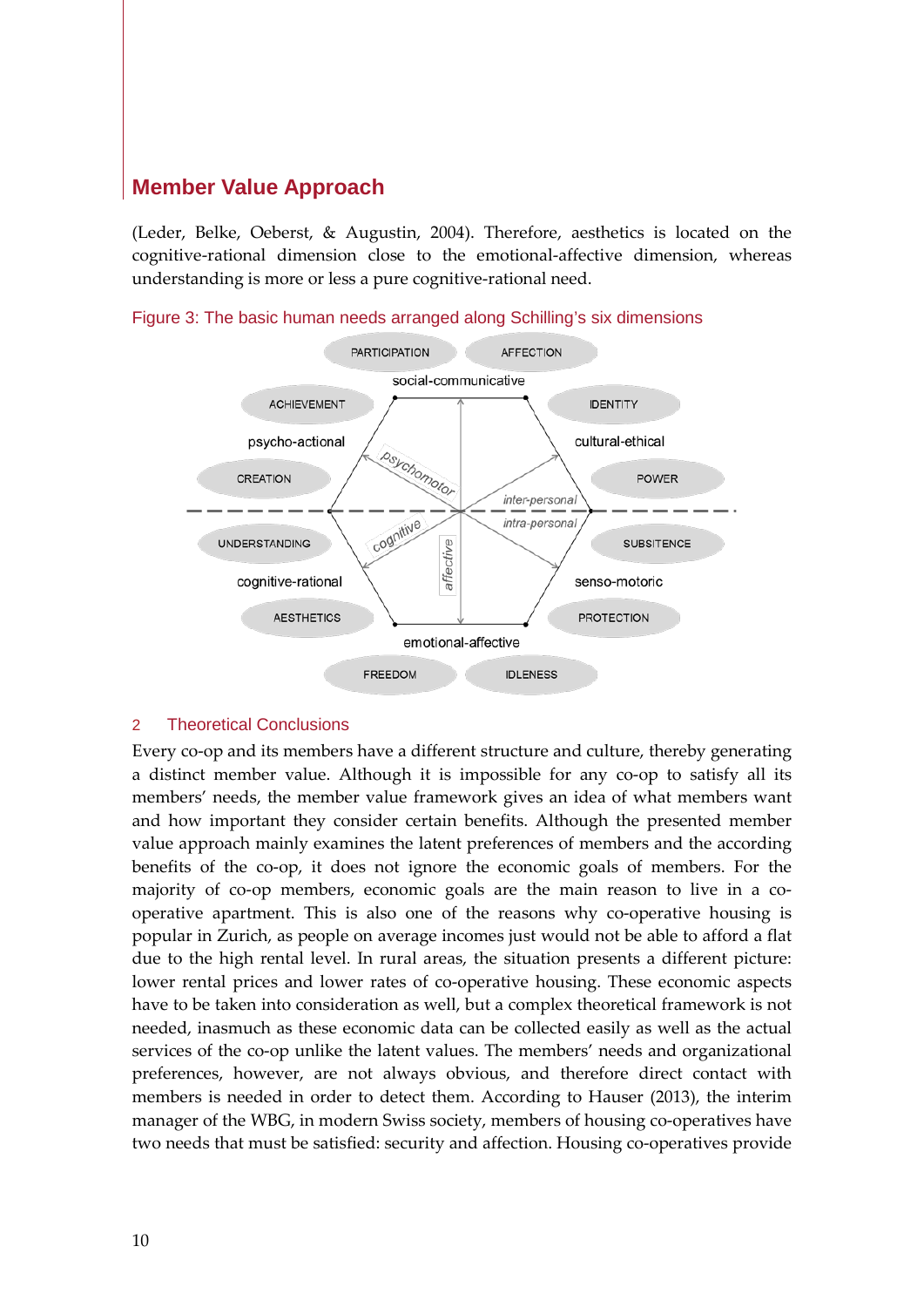(Leder, Belke, Oeberst, & Augustin, 2004). Therefore, aesthetics is located on the cognitive-rational dimension close to the emotional-affective dimension, whereas understanding is more or less a pure cognitive-rational need.

Figure 3: The basic human needs arranged along Schilling's six dimensions

PARTICIPATION AFFECTION
social-communicative
ACHIEVEMENT IDENTITY
psycho-actional cultural-ethical
CREATION POWER
psychomotor
inter-personal
intra-personal
UNDERSTANDING SUBSITENCE
cognitive affective
cognitive-rational senso-motoric
AESTHETICS PROTECTION
emotional-affective
FREEDOM IDLENESS

## 2 Theoretical Conclusions

Every co-op and its members have a different structure and culture, thereby generating a distinct member value. Although it is impossible for any co-op to satisfy all its members' needs, the member value framework gives an idea of what members want and how important they consider certain benefits. Although the presented member value approach mainly examines the latent preferences of members and the according benefits of the co-op, it does not ignore the economic goals of members. For the majority of co-op members, economic goals are the main reason to live in a co-operative apartment. This is also one of the reasons why co-operative housing is popular in Zurich, as people on average incomes just would not be able to afford a flat due to the high rental level. In rural areas, the situation presents a different picture: lower rental prices and lower rates of co-operative housing. These economic aspects have to be taken into consideration as well, but a complex theoretical framework is not needed, inasmuch as these economic data can be collected easily as well as the actual services of the co-op unlike the latent values. The members' needs and organizational preferences, however, are not always obvious, and therefore direct contact with members is needed in order to detect them. According to Hauser (2013), the interim manager of the WBG, in modern Swiss society, members of housing co-operatives have two needs that must be satisfied: security and affection. Housing co-operatives provide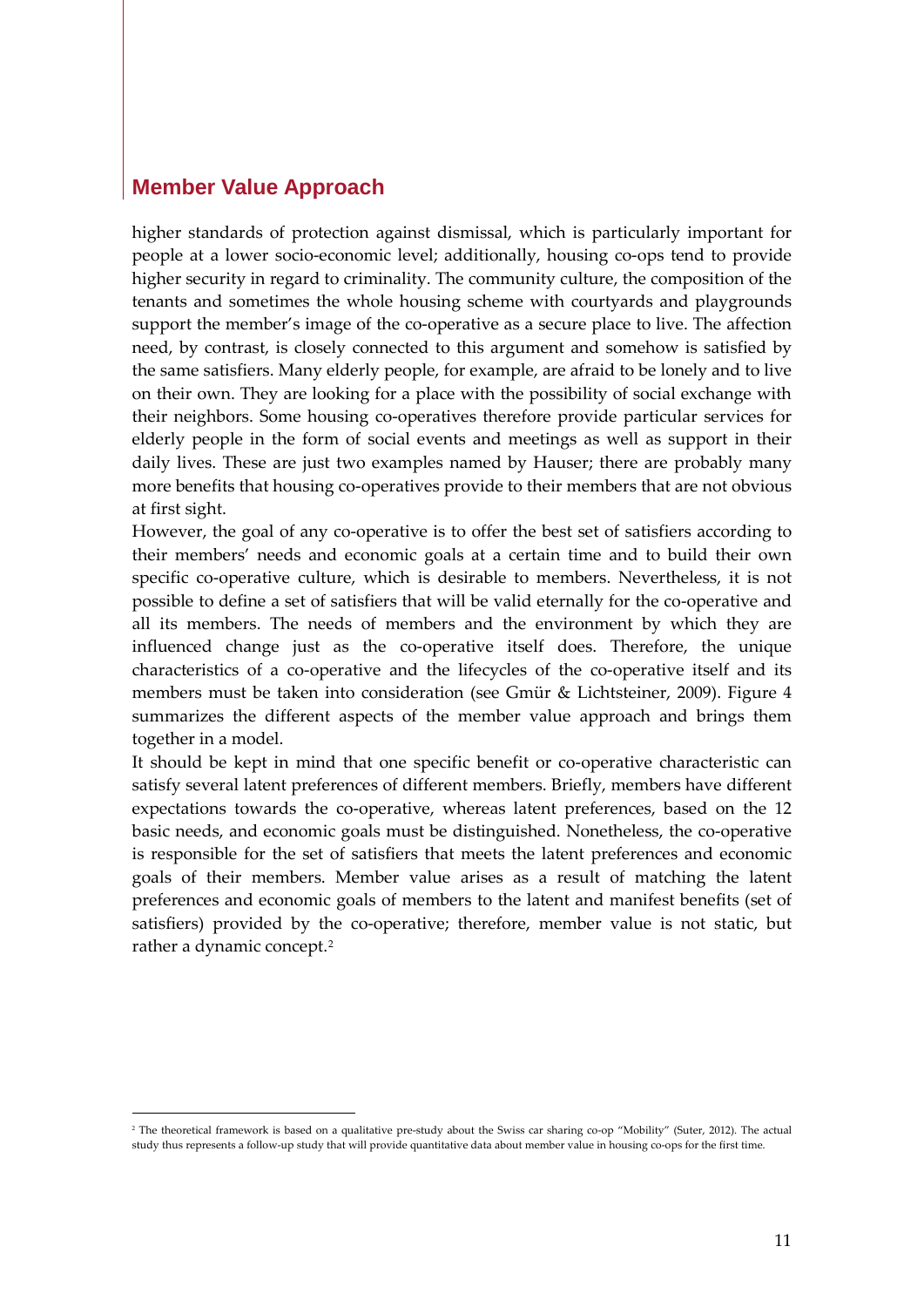higher standards of protection against dismissal, which is particularly important for people at a lower socio-economic level; additionally, housing co-ops tend to provide higher security in regard to criminality. The community culture, the composition of the tenants and sometimes the whole housing scheme with courtyards and playgrounds support the member's image of the co-operative as a secure place to live. The affection need, by contrast, is closely connected to this argument and somehow is satisfied by the same satisfiers. Many elderly people, for example, are afraid to be lonely and to live on their own. They are looking for a place with the possibility of social exchange with their neighbors. Some housing co-operatives therefore provide particular services for elderly people in the form of social events and meetings as well as support in their daily lives. These are just two examples named by Hauser; there are probably many more benefits that housing co-operatives provide to their members that are not obvious at first sight.

However, the goal of any co-operative is to offer the best set of satisfiers according to their members' needs and economic goals at a certain time and to build their own specific co-operative culture, which is desirable to members. Nevertheless, it is not possible to define a set of satisfiers that will be valid eternally for the co-operative and all its members. The needs of members and the environment by which they are influenced change just as the co-operative itself does. Therefore, the unique characteristics of a co-operative and the lifecycles of the co-operative itself and its members must be taken into consideration (see Gmür & Lichtsteiner, 2009). Figure 4 summarizes the different aspects of the member value approach and brings them together in a model.

It should be kept in mind that one specific benefit or co-operative characteristic can satisfy several latent preferences of different members. Briefly, members have different expectations towards the co-operative, whereas latent preferences, based on the 12 basic needs, and economic goals must be distinguished. Nonetheless, the co-operative is responsible for the set of satisfiers that meets the latent preferences and economic goals of their members. Member value arises as a result of matching the latent preferences and economic goals of members to the latent and manifest benefits (set of satisfiers) provided by the co-operative; therefore, member value is not static, but rather a dynamic concept.[2]

---

[2] The theoretical framework is based on a qualitative pre-study about the Swiss car sharing co-op "Mobility" (Suter, 2012). The actual study thus represents a follow-up study that will provide quantitative data about member value in housing co-ops for the first time.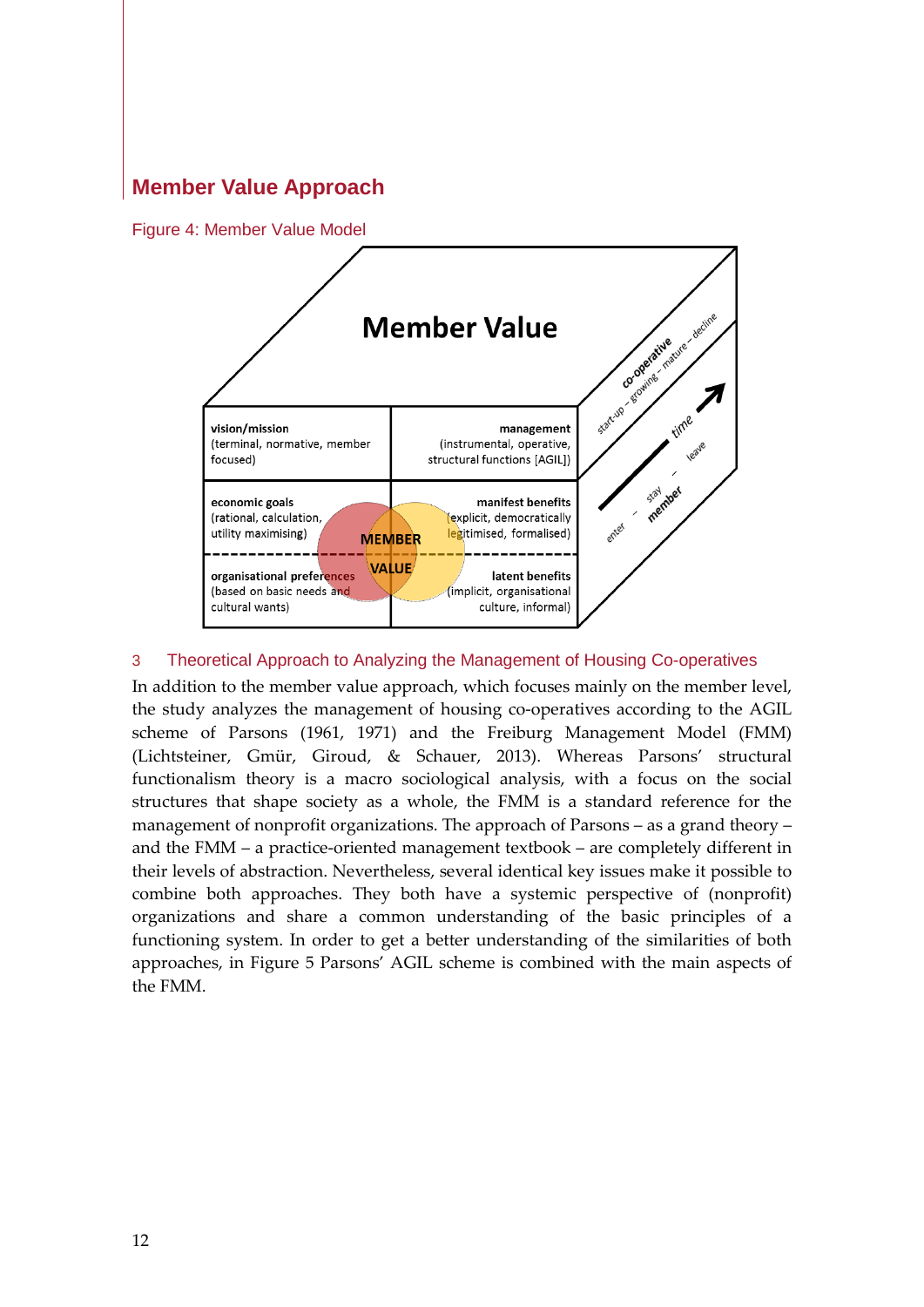## Member Value Approach

Figure 4: Member Value Model

**Member Value**

| **vision/mission** (terminal, normative, member focused) | **management** (instrumental, operative, structural functions [AGIL]) |
|---|---|
| **economic goals** (rational, calculation, utility maximising) | **manifest benefits** (explicit, democratically legitimised, formalised) |
| **organisational preferences** (based on basic needs and cultural wants) | **latent benefits** (implicit, organisational culture, informal) |

MEMBER VALUE

co-operative: start-up – growing – mature – decline

time

member: enter – stay – leave

## 3 Theoretical Approach to Analyzing the Management of Housing Co-operatives

In addition to the member value approach, which focuses mainly on the member level, the study analyzes the management of housing co-operatives according to the AGIL scheme of Parsons (1961, 1971) and the Freiburg Management Model (FMM) (Lichtsteiner, Gmür, Giroud, & Schauer, 2013). Whereas Parsons' structural functionalism theory is a macro sociological analysis, with a focus on the social structures that shape society as a whole, the FMM is a standard reference for the management of nonprofit organizations. The approach of Parsons – as a grand theory – and the FMM – a practice-oriented management textbook – are completely different in their levels of abstraction. Nevertheless, several identical key issues make it possible to combine both approaches. They both have a systemic perspective of (nonprofit) organizations and share a common understanding of the basic principles of a functioning system. In order to get a better understanding of the similarities of both approaches, in Figure 5 Parsons' AGIL scheme is combined with the main aspects of the FMM.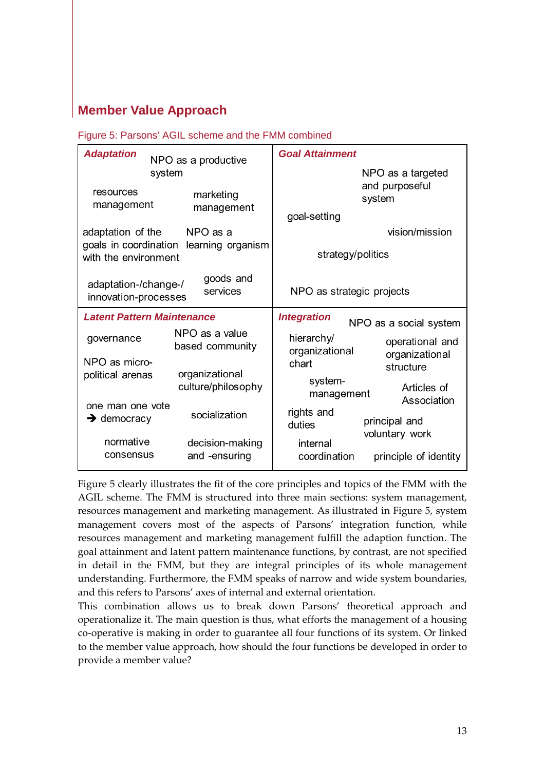## Member Value Approach

Figure 5: Parsons' AGIL scheme and the FMM combined

| ***Adaptation*** | ***Goal Attainment*** |
|---|---|
| NPO as a productive system | NPO as a targeted and purposeful system |
| resources management | goal-setting |
| marketing management | vision/mission |
| adaptation of the goals in coordination with the environment | strategy/politics |
| NPO as a learning organism | NPO as strategic projects |
| adaptation-/change-/ innovation-processes | |
| goods and services | |
| ***Latent Pattern Maintenance*** | ***Integration*** |
| governance | NPO as a social system |
| NPO as a value based community | hierarchy/ organizational chart |
| NPO as micro-political arenas | operational and organizational structure |
| organizational culture/philosophy | system-management |
| one man one vote ➔ democracy | Articles of Association |
| socialization | rights and duties |
| normative consensus | principal and voluntary work |
| decision-making and -ensuring | internal coordination |
| | principle of identity |

Figure 5 clearly illustrates the fit of the core principles and topics of the FMM with the AGIL scheme. The FMM is structured into three main sections: system management, resources management and marketing management. As illustrated in Figure 5, system management covers most of the aspects of Parsons' integration function, while resources management and marketing management fulfill the adaption function. The goal attainment and latent pattern maintenance functions, by contrast, are not specified in detail in the FMM, but they are integral principles of its whole management understanding. Furthermore, the FMM speaks of narrow and wide system boundaries, and this refers to Parsons' axes of internal and external orientation.

This combination allows us to break down Parsons' theoretical approach and operationalize it. The main question is thus, what efforts the management of a housing co-operative is making in order to guarantee all four functions of its system. Or linked to the member value approach, how should the four functions be developed in order to provide a member value?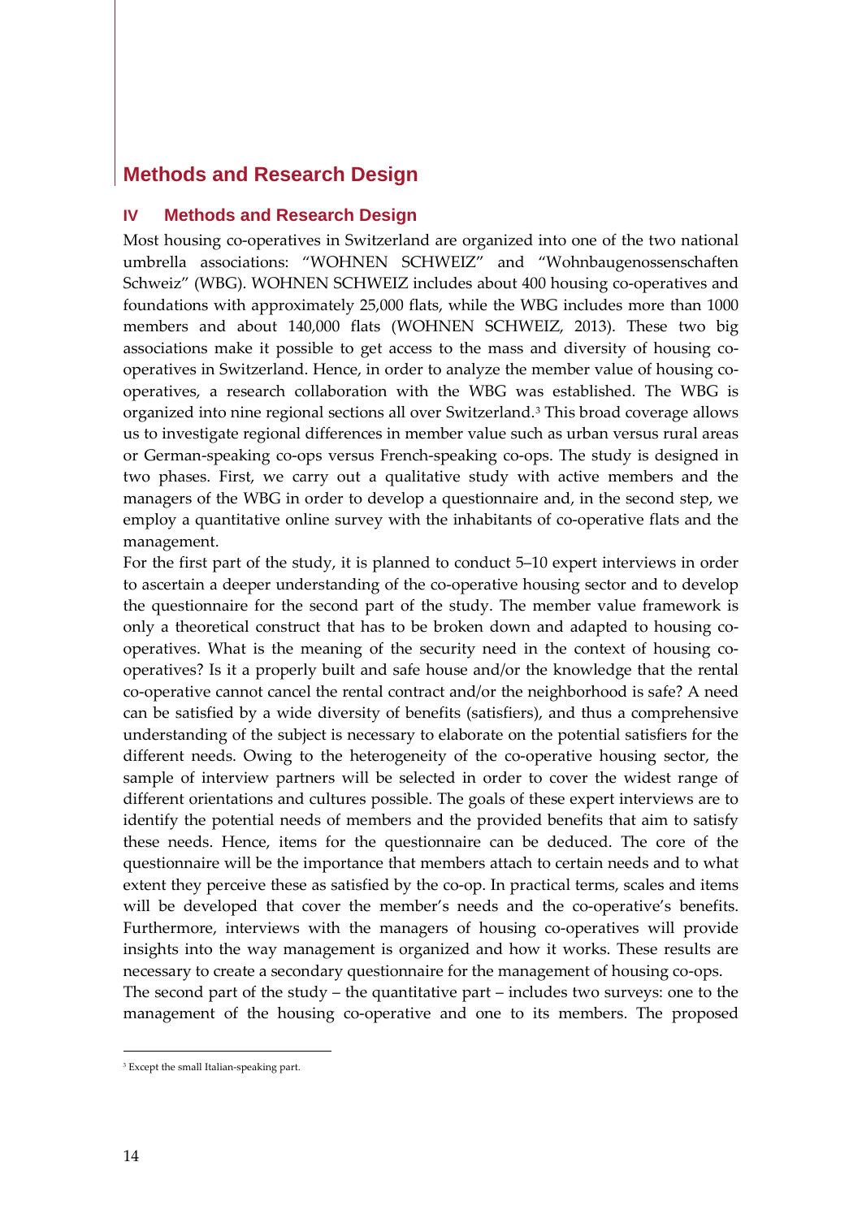# Methods and Research Design

## IV Methods and Research Design

Most housing co-operatives in Switzerland are organized into one of the two national umbrella associations: "WOHNEN SCHWEIZ" and "Wohnbaugenossenschaften Schweiz" (WBG). WOHNEN SCHWEIZ includes about 400 housing co-operatives and foundations with approximately 25,000 flats, while the WBG includes more than 1000 members and about 140,000 flats (WOHNEN SCHWEIZ, 2013). These two big associations make it possible to get access to the mass and diversity of housing co-operatives in Switzerland. Hence, in order to analyze the member value of housing co-operatives, a research collaboration with the WBG was established. The WBG is organized into nine regional sections all over Switzerland.[3] This broad coverage allows us to investigate regional differences in member value such as urban versus rural areas or German-speaking co-ops versus French-speaking co-ops. The study is designed in two phases. First, we carry out a qualitative study with active members and the managers of the WBG in order to develop a questionnaire and, in the second step, we employ a quantitative online survey with the inhabitants of co-operative flats and the management.

For the first part of the study, it is planned to conduct 5–10 expert interviews in order to ascertain a deeper understanding of the co-operative housing sector and to develop the questionnaire for the second part of the study. The member value framework is only a theoretical construct that has to be broken down and adapted to housing co-operatives. What is the meaning of the security need in the context of housing co-operatives? Is it a properly built and safe house and/or the knowledge that the rental co-operative cannot cancel the rental contract and/or the neighborhood is safe? A need can be satisfied by a wide diversity of benefits (satisfiers), and thus a comprehensive understanding of the subject is necessary to elaborate on the potential satisfiers for the different needs. Owing to the heterogeneity of the co-operative housing sector, the sample of interview partners will be selected in order to cover the widest range of different orientations and cultures possible. The goals of these expert interviews are to identify the potential needs of members and the provided benefits that aim to satisfy these needs. Hence, items for the questionnaire can be deduced. The core of the questionnaire will be the importance that members attach to certain needs and to what extent they perceive these as satisfied by the co-op. In practical terms, scales and items will be developed that cover the member's needs and the co-operative's benefits. Furthermore, interviews with the managers of housing co-operatives will provide insights into the way management is organized and how it works. These results are necessary to create a secondary questionnaire for the management of housing co-ops.

The second part of the study – the quantitative part – includes two surveys: one to the management of the housing co-operative and one to its members. The proposed

[3] Except the small Italian-speaking part.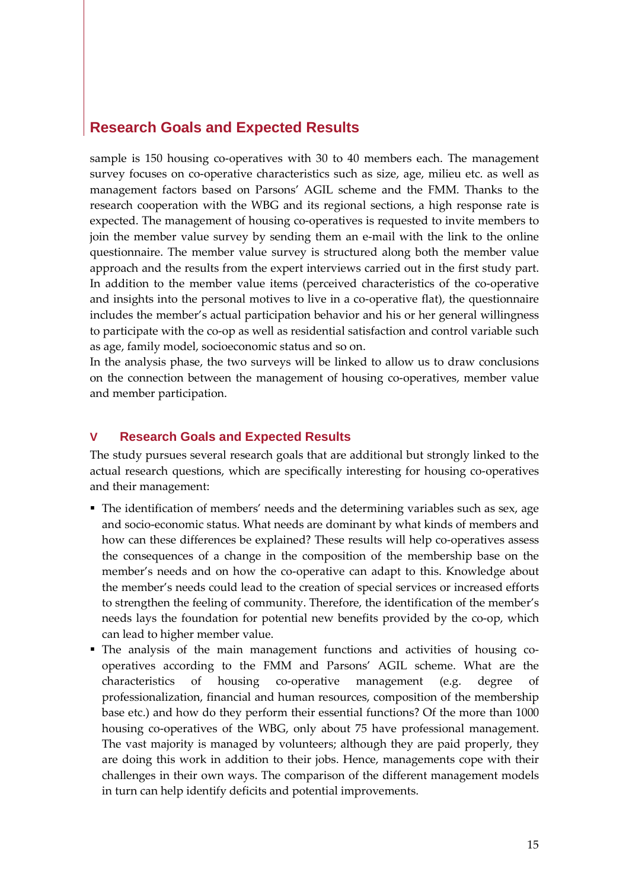sample is 150 housing co-operatives with 30 to 40 members each. The management survey focuses on co-operative characteristics such as size, age, milieu etc. as well as management factors based on Parsons' AGIL scheme and the FMM. Thanks to the research cooperation with the WBG and its regional sections, a high response rate is expected. The management of housing co-operatives is requested to invite members to join the member value survey by sending them an e-mail with the link to the online questionnaire. The member value survey is structured along both the member value approach and the results from the expert interviews carried out in the first study part. In addition to the member value items (perceived characteristics of the co-operative and insights into the personal motives to live in a co-operative flat), the questionnaire includes the member's actual participation behavior and his or her general willingness to participate with the co-op as well as residential satisfaction and control variable such as age, family model, socioeconomic status and so on.

In the analysis phase, the two surveys will be linked to allow us to draw conclusions on the connection between the management of housing co-operatives, member value and member participation.

## V Research Goals and Expected Results

The study pursues several research goals that are additional but strongly linked to the actual research questions, which are specifically interesting for housing co-operatives and their management:

- The identification of members' needs and the determining variables such as sex, age and socio-economic status. What needs are dominant by what kinds of members and how can these differences be explained? These results will help co-operatives assess the consequences of a change in the composition of the membership base on the member's needs and on how the co-operative can adapt to this. Knowledge about the member's needs could lead to the creation of special services or increased efforts to strengthen the feeling of community. Therefore, the identification of the member's needs lays the foundation for potential new benefits provided by the co-op, which can lead to higher member value.
- The analysis of the main management functions and activities of housing co-operatives according to the FMM and Parsons' AGIL scheme. What are the characteristics of housing co-operative management (e.g. degree of professionalization, financial and human resources, composition of the membership base etc.) and how do they perform their essential functions? Of the more than 1000 housing co-operatives of the WBG, only about 75 have professional management. The vast majority is managed by volunteers; although they are paid properly, they are doing this work in addition to their jobs. Hence, managements cope with their challenges in their own ways. The comparison of the different management models in turn can help identify deficits and potential improvements.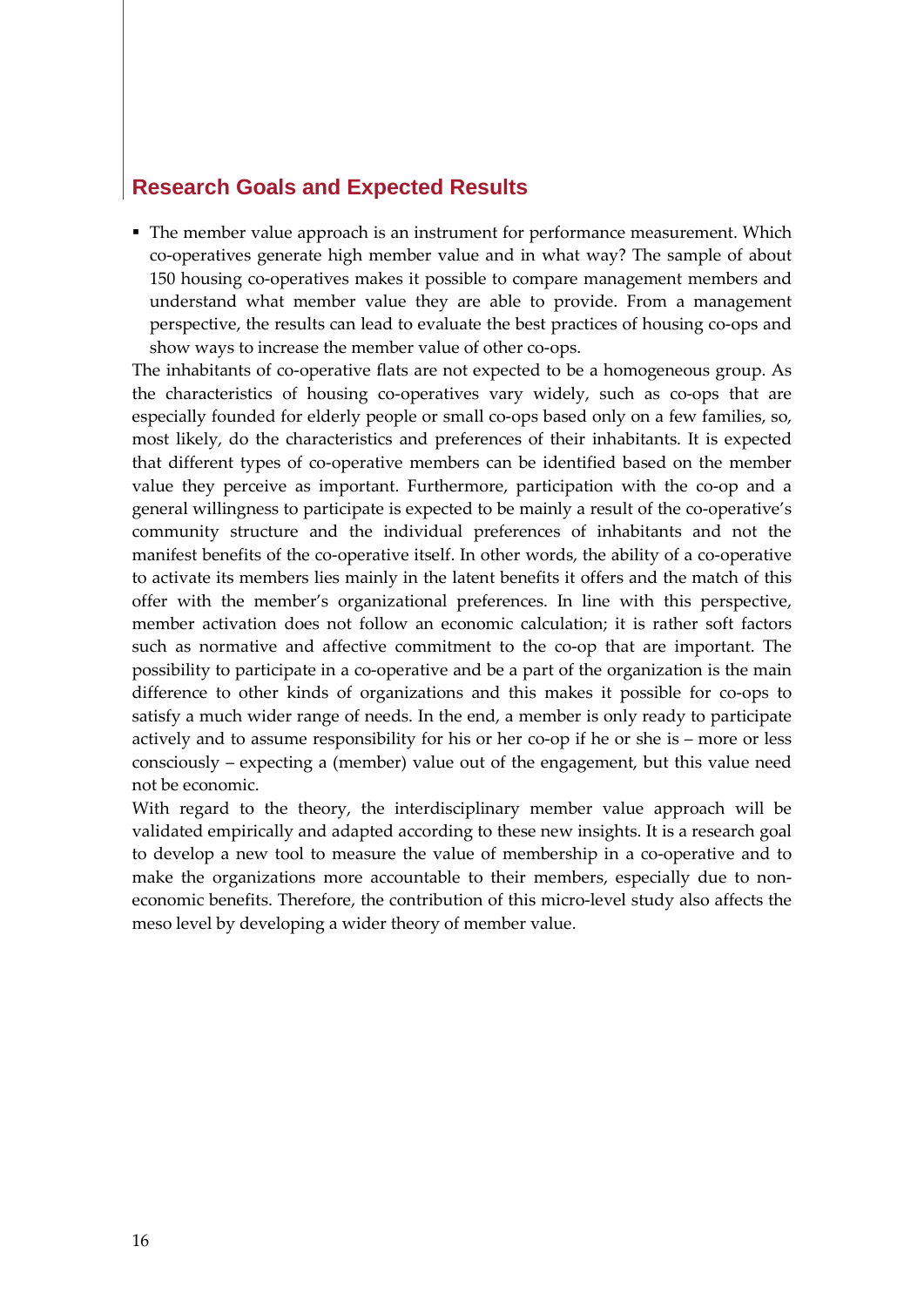## Research Goals and Expected Results

- The member value approach is an instrument for performance measurement. Which co-operatives generate high member value and in what way? The sample of about 150 housing co-operatives makes it possible to compare management members and understand what member value they are able to provide. From a management perspective, the results can lead to evaluate the best practices of housing co-ops and show ways to increase the member value of other co-ops.

The inhabitants of co-operative flats are not expected to be a homogeneous group. As the characteristics of housing co-operatives vary widely, such as co-ops that are especially founded for elderly people or small co-ops based only on a few families, so, most likely, do the characteristics and preferences of their inhabitants. It is expected that different types of co-operative members can be identified based on the member value they perceive as important. Furthermore, participation with the co-op and a general willingness to participate is expected to be mainly a result of the co-operative's community structure and the individual preferences of inhabitants and not the manifest benefits of the co-operative itself. In other words, the ability of a co-operative to activate its members lies mainly in the latent benefits it offers and the match of this offer with the member's organizational preferences. In line with this perspective, member activation does not follow an economic calculation; it is rather soft factors such as normative and affective commitment to the co-op that are important. The possibility to participate in a co-operative and be a part of the organization is the main difference to other kinds of organizations and this makes it possible for co-ops to satisfy a much wider range of needs. In the end, a member is only ready to participate actively and to assume responsibility for his or her co-op if he or she is – more or less consciously – expecting a (member) value out of the engagement, but this value need not be economic.

With regard to the theory, the interdisciplinary member value approach will be validated empirically and adapted according to these new insights. It is a research goal to develop a new tool to measure the value of membership in a co-operative and to make the organizations more accountable to their members, especially due to non-economic benefits. Therefore, the contribution of this micro-level study also affects the meso level by developing a wider theory of member value.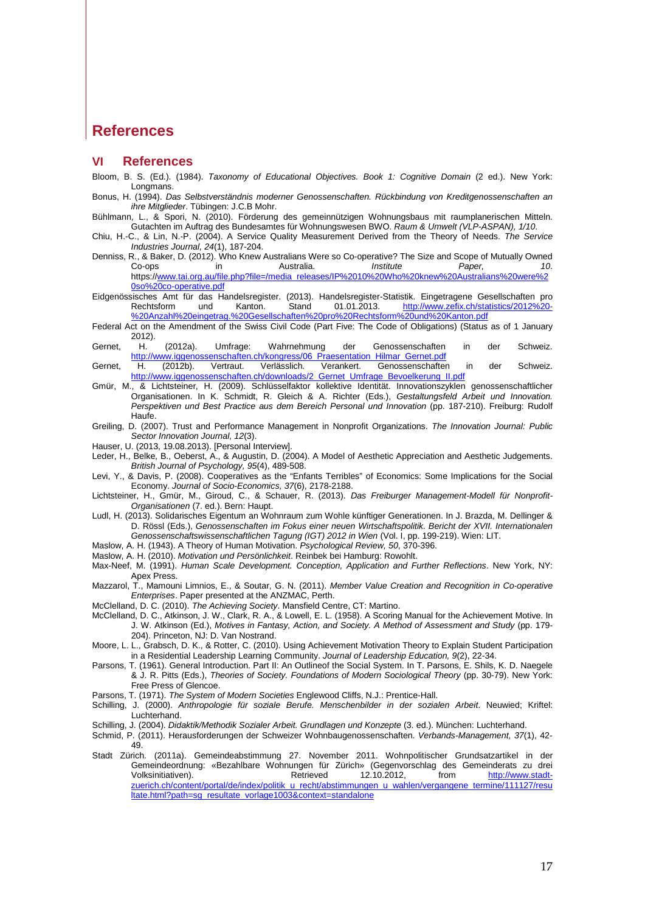# References

## VI References

Bloom, B. S. (Ed.). (1984). *Taxonomy of Educational Objectives. Book 1: Cognitive Domain* (2 ed.). New York: Longmans.

Bonus, H. (1994). *Das Selbstverständnis moderner Genossenschaften. Rückbindung von Kreditgenossenschaften an ihre Mitglieder*. Tübingen: J.C.B Mohr.

Bühlmann, L., & Spori, N. (2010). Förderung des gemeinnützigen Wohnungsbaus mit raumplanerischen Mitteln. Gutachten im Auftrag des Bundesamtes für Wohnungswesen BWO. *Raum & Umwelt (VLP-ASPAN), 1/10*.

Chiu, H.-C., & Lin, N.-P. (2004). A Service Quality Measurement Derived from the Theory of Needs. *The Service Industries Journal, 24*(1), 187-204.

Denniss, R., & Baker, D. (2012). Who Knew Australians Were so Co-operative? The Size and Scope of Mutually Owned Co-ops in Australia. *Institute Paper, 10*. https://www.tai.org.au/file.php?file=/media_releases/IP%2010%20Who%20knew%20Australians%20were%20so%20co-operative.pdf

Eidgenössisches Amt für das Handelsregister. (2013). Handelsregister-Statistik. Eingetragene Gesellschaften pro Rechtsform und Kanton. Stand 01.01.2013. http://www.zefix.ch/statistics/2012%20-%20Anzahl%20eingetrag.%20Gesellschaften%20pro%20Rechtsform%20und%20Kanton.pdf

Federal Act on the Amendment of the Swiss Civil Code (Part Five: The Code of Obligations) (Status as of 1 January 2012).

Gernet, H. (2012a). Umfrage: Wahrnehmung der Genossenschaften in der Schweiz. http://www.iggenossenschaften.ch/kongress/06_Praesentation_Hilmar_Gernet.pdf

Gernet, H. (2012b). Vertraut. Verlässlich. Verankert. Genossenschaften in der Schweiz. http://www.iggenossenschaften.ch/downloads/2_Gernet_Umfrage_Bevoelkerung_II.pdf

Gmür, M., & Lichtsteiner, H. (2009). Schlüsselfaktor kollektive Identität. Innovationszyklen genossenschaftlicher Organisationen. In K. Schmidt, R. Gleich & A. Richter (Eds.), *Gestaltungsfeld Arbeit und Innovation. Perspektiven und Best Practice aus dem Bereich Personal und Innovation* (pp. 187-210). Freiburg: Rudolf Haufe.

Greiling, D. (2007). Trust and Performance Management in Nonprofit Organizations. *The Innovation Journal: Public Sector Innovation Journal, 12*(3).

Hauser, U. (2013, 19.08.2013). [Personal Interview].

Leder, H., Belke, B., Oeberst, A., & Augustin, D. (2004). A Model of Aesthetic Appreciation and Aesthetic Judgements. *British Journal of Psychology, 95*(4), 489-508.

Levi, Y., & Davis, P. (2008). Cooperatives as the "Enfants Terribles" of Economics: Some Implications for the Social Economy. *Journal of Socio-Economics, 37*(6), 2178-2188.

Lichtsteiner, H., Gmür, M., Giroud, C., & Schauer, R. (2013). *Das Freiburger Management-Modell für Nonprofit-Organisationen* (7. ed.). Bern: Haupt.

Ludl, H. (2013). Solidarisches Eigentum an Wohnraum zum Wohle künftiger Generationen. In J. Brazda, M. Dellinger & D. Rössl (Eds.), *Genossenschaften im Fokus einer neuen Wirtschaftspolitik. Bericht der XVII. Internationalen Genossenschaftswissenschaftlichen Tagung (IGT) 2012 in Wien* (Vol. I, pp. 199-219). Wien: LIT.

Maslow, A. H. (1943). A Theory of Human Motivation. *Psychological Review, 50*, 370-396.

Maslow, A. H. (2010). *Motivation und Persönlichkeit*. Reinbek bei Hamburg: Rowohlt.

Max-Neef, M. (1991). *Human Scale Development. Conception, Application and Further Reflections*. New York, NY: Apex Press.

Mazzarol, T., Mamouni Limnios, E., & Soutar, G. N. (2011). *Member Value Creation and Recognition in Co-operative Enterprises*. Paper presented at the ANZMAC, Perth.

McClelland, D. C. (2010). *The Achieving Society*. Mansfield Centre, CT: Martino.

McClelland, D. C., Atkinson, J. W., Clark, R. A., & Lowell, E. L. (1958). A Scoring Manual for the Achievement Motive. In J. W. Atkinson (Ed.), *Motives in Fantasy, Action, and Society. A Method of Assessment and Study* (pp. 179-204). Princeton, NJ: D. Van Nostrand.

Moore, L. L., Grabsch, D. K., & Rotter, C. (2010). Using Achievement Motivation Theory to Explain Student Participation in a Residential Leadership Learning Community. *Journal of Leadership Education, 9*(2), 22-34.

Parsons, T. (1961). General Introduction. Part II: An Outlineof the Social System. In T. Parsons, E. Shils, K. D. Naegele & J. R. Pitts (Eds.), *Theories of Society. Foundations of Modern Sociological Theory* (pp. 30-79). New York: Free Press of Glencoe.

Parsons, T. (1971). *The System of Modern Societies* Englewood Cliffs, N.J.: Prentice-Hall.

Schilling, J. (2000). *Anthropologie für soziale Berufe. Menschenbilder in der sozialen Arbeit*. Neuwied; Kriftel: Luchterhand.

Schilling, J. (2004). *Didaktik/Methodik Sozialer Arbeit. Grundlagen und Konzepte* (3. ed.). München: Luchterhand.

Schmid, P. (2011). Herausforderungen der Schweizer Wohnbaugenossenschaften. *Verbands-Management, 37*(1), 42-49.

Stadt Zürich. (2011a). Gemeindeabstimmung 27. November 2011. Wohnpolitischer Grundsatzartikel in der Gemeindeordnung: «Bezahlbare Wohnungen für Zürich» (Gegenvorschlag des Gemeinderats zu drei Volksinitiativen). Retrieved 12.10.2012, from http://www.stadt-zuerich.ch/content/portal/de/index/politik_u_recht/abstimmungen_u_wahlen/vergangene_termine/111127/resultate.html?path=sg_resultate_vorlage1003&context=standalone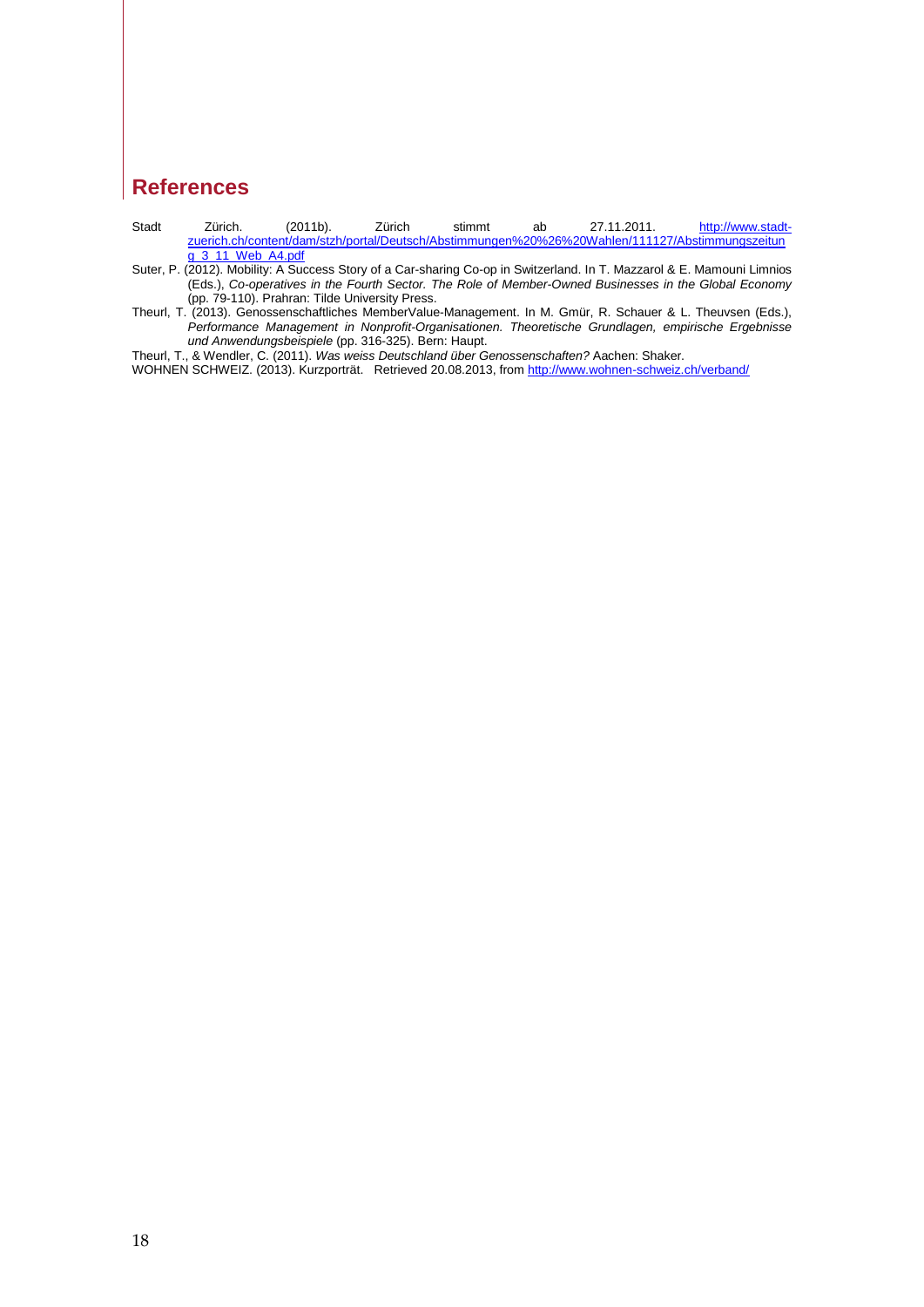## References

Stadt Zürich. (2011b). Zürich stimmt ab 27.11.2011. http://www.stadt-zuerich.ch/content/dam/stzh/portal/Deutsch/Abstimmungen%20%26%20Wahlen/111127/Abstimmungszeitung_3_11_Web_A4.pdf

Suter, P. (2012). Mobility: A Success Story of a Car-sharing Co-op in Switzerland. In T. Mazzarol & E. Mamouni Limnios (Eds.), *Co-operatives in the Fourth Sector. The Role of Member-Owned Businesses in the Global Economy* (pp. 79-110). Prahran: Tilde University Press.

Theurl, T. (2013). Genossenschaftliches MemberValue-Management. In M. Gmür, R. Schauer & L. Theuvsen (Eds.), *Performance Management in Nonprofit-Organisationen. Theoretische Grundlagen, empirische Ergebnisse und Anwendungsbeispiele* (pp. 316-325). Bern: Haupt.

Theurl, T., & Wendler, C. (2011). *Was weiss Deutschland über Genossenschaften?* Aachen: Shaker.

WOHNEN SCHWEIZ. (2013). Kurzporträt. Retrieved 20.08.2013, from http://www.wohnen-schweiz.ch/verband/